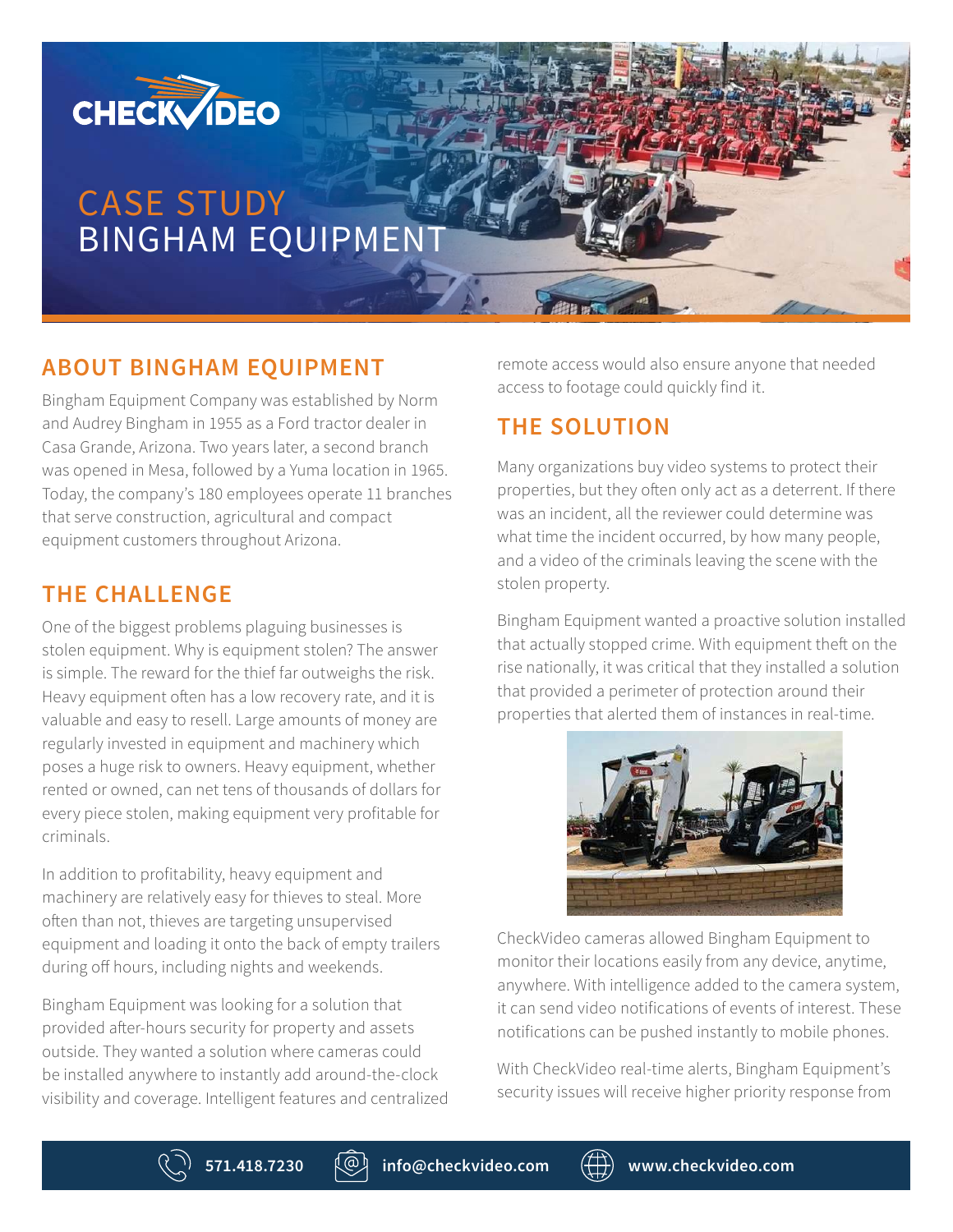# CASE STUDY
# BINGHAM EQUIPMENT

## ABOUT BINGHAM EQUIPMENT

Bingham Equipment Company was established by Norm and Audrey Bingham in 1955 as a Ford tractor dealer in Casa Grande, Arizona. Two years later, a second branch was opened in Mesa, followed by a Yuma location in 1965. Today, the company's 180 employees operate 11 branches that serve construction, agricultural and compact equipment customers throughout Arizona.

## THE CHALLENGE

One of the biggest problems plaguing businesses is stolen equipment. Why is equipment stolen? The answer is simple. The reward for the thief far outweighs the risk. Heavy equipment often has a low recovery rate, and it is valuable and easy to resell. Large amounts of money are regularly invested in equipment and machinery which poses a huge risk to owners. Heavy equipment, whether rented or owned, can net tens of thousands of dollars for every piece stolen, making equipment very profitable for criminals.

In addition to profitability, heavy equipment and machinery are relatively easy for thieves to steal. More often than not, thieves are targeting unsupervised equipment and loading it onto the back of empty trailers during off hours, including nights and weekends.

Bingham Equipment was looking for a solution that provided after-hours security for property and assets outside. They wanted a solution where cameras could be installed anywhere to instantly add around-the-clock visibility and coverage. Intelligent features and centralized remote access would also ensure anyone that needed access to footage could quickly find it.

## THE SOLUTION

Many organizations buy video systems to protect their properties, but they often only act as a deterrent. If there was an incident, all the reviewer could determine was what time the incident occurred, by how many people, and a video of the criminals leaving the scene with the stolen property.

Bingham Equipment wanted a proactive solution installed that actually stopped crime. With equipment theft on the rise nationally, it was critical that they installed a solution that provided a perimeter of protection around their properties that alerted them of instances in real-time.

CheckVideo cameras allowed Bingham Equipment to monitor their locations easily from any device, anytime, anywhere. With intelligence added to the camera system, it can send video notifications of events of interest. These notifications can be pushed instantly to mobile phones.

With CheckVideo real-time alerts, Bingham Equipment's security issues will receive higher priority response from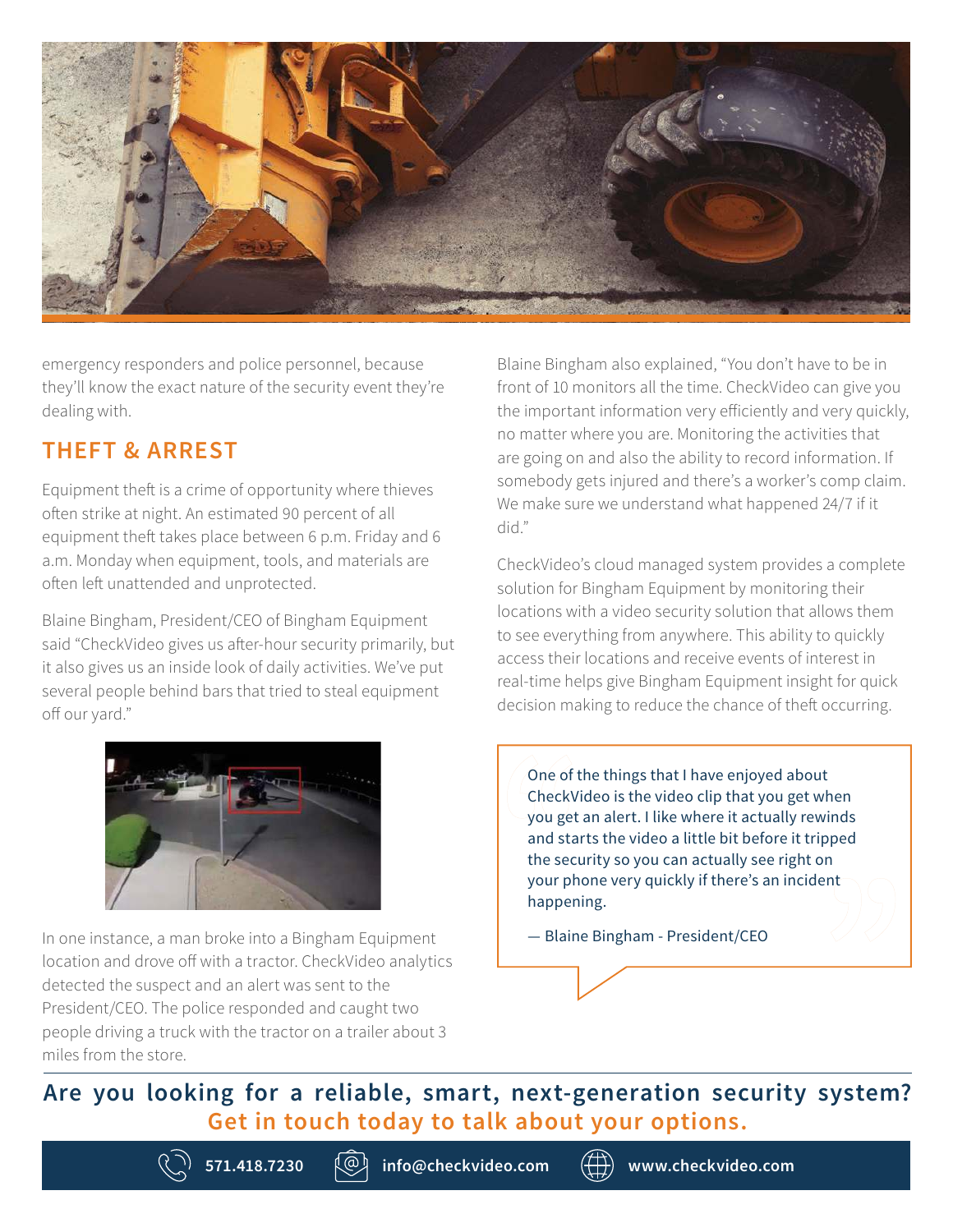emergency responders and police personnel, because they'll know the exact nature of the security event they're dealing with.

## THEFT & ARREST

Equipment theft is a crime of opportunity where thieves often strike at night. An estimated 90 percent of all equipment theft takes place between 6 p.m. Friday and 6 a.m. Monday when equipment, tools, and materials are often left unattended and unprotected.

Blaine Bingham, President/CEO of Bingham Equipment said "CheckVideo gives us after-hour security primarily, but it also gives us an inside look of daily activities. We've put several people behind bars that tried to steal equipment off our yard."

In one instance, a man broke into a Bingham Equipment location and drove off with a tractor. CheckVideo analytics detected the suspect and an alert was sent to the President/CEO. The police responded and caught two people driving a truck with the tractor on a trailer about 3 miles from the store.

Blaine Bingham also explained, "You don't have to be in front of 10 monitors all the time. CheckVideo can give you the important information very efficiently and very quickly, no matter where you are. Monitoring the activities that are going on and also the ability to record information. If somebody gets injured and there's a worker's comp claim. We make sure we understand what happened 24/7 if it did."

CheckVideo's cloud managed system provides a complete solution for Bingham Equipment by monitoring their locations with a video security solution that allows them to see everything from anywhere. This ability to quickly access their locations and receive events of interest in real-time helps give Bingham Equipment insight for quick decision making to reduce the chance of theft occurring.

> One of the things that I have enjoyed about CheckVideo is the video clip that you get when you get an alert. I like where it actually rewinds and starts the video a little bit before it tripped the security so you can actually see right on your phone very quickly if there's an incident happening.
>
> — Blaine Bingham - President/CEO

**Are you looking for a reliable, smart, next-generation security system?**
**Get in touch today to talk about your options.**

571.418.7230 | info@checkvideo.com | www.checkvideo.com